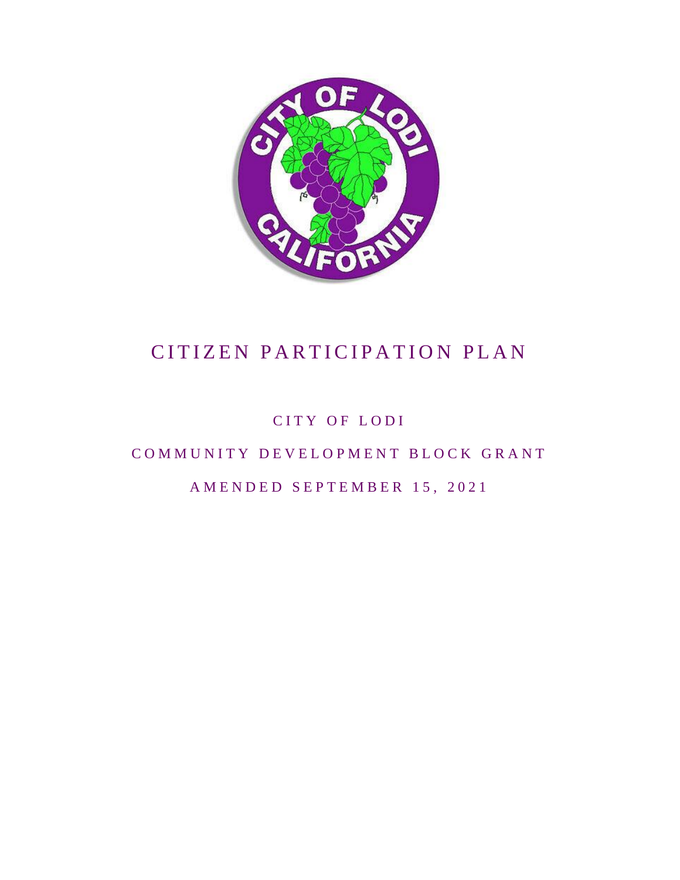# CITIZEN PARTICIPATION PLAN

CITY OF LODI

COMMUNITY DEVELOPMENT BLOCK GRANT

AMENDED SEPTEMBER 15, 2021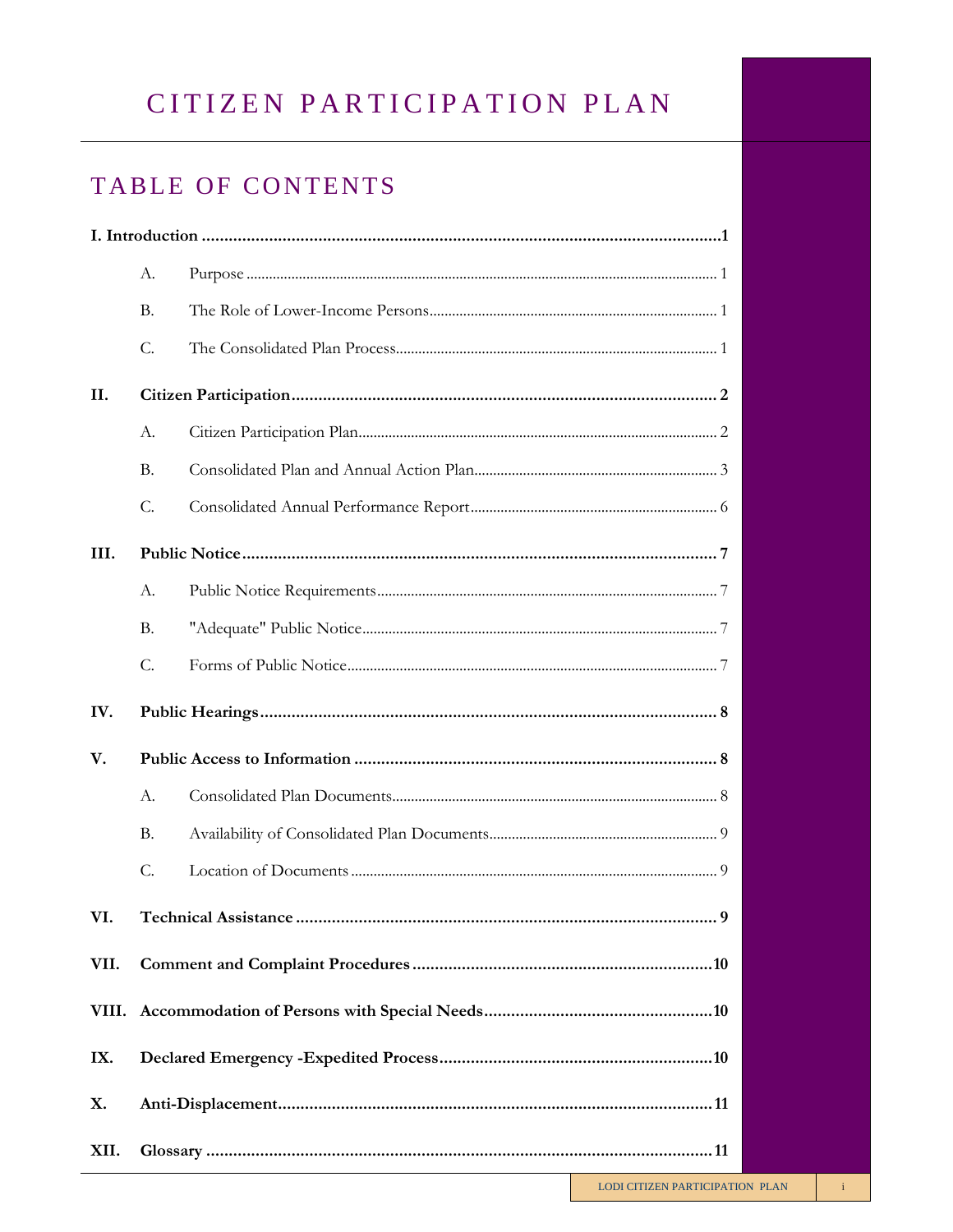# CITIZEN PARTICIPATION PLAN

## TABLE OF CONTENTS

**I. Introduction** .......... **1**

- A. Purpose .......... 1
- B. The Role of Lower-Income Persons .......... 1
- C. The Consolidated Plan Process .......... 1

**II. Citizen Participation** .......... **2**

- A. Citizen Participation Plan .......... 2
- B. Consolidated Plan and Annual Action Plan .......... 3
- C. Consolidated Annual Performance Report .......... 6

**III. Public Notice** .......... **7**

- A. Public Notice Requirements .......... 7
- B. "Adequate" Public Notice .......... 7
- C. Forms of Public Notice .......... 7

**IV. Public Hearings** .......... **8**

**V. Public Access to Information** .......... **8**

- A. Consolidated Plan Documents .......... 8
- B. Availability of Consolidated Plan Documents .......... 9
- C. Location of Documents .......... 9

**VI. Technical Assistance** .......... **9**

**VII. Comment and Complaint Procedures** .......... **10**

**VIII. Accommodation of Persons with Special Needs** .......... **10**

**IX. Declared Emergency -Expedited Process** .......... **10**

**X. Anti-Displacement** .......... **11**

**XII. Glossary** .......... **11**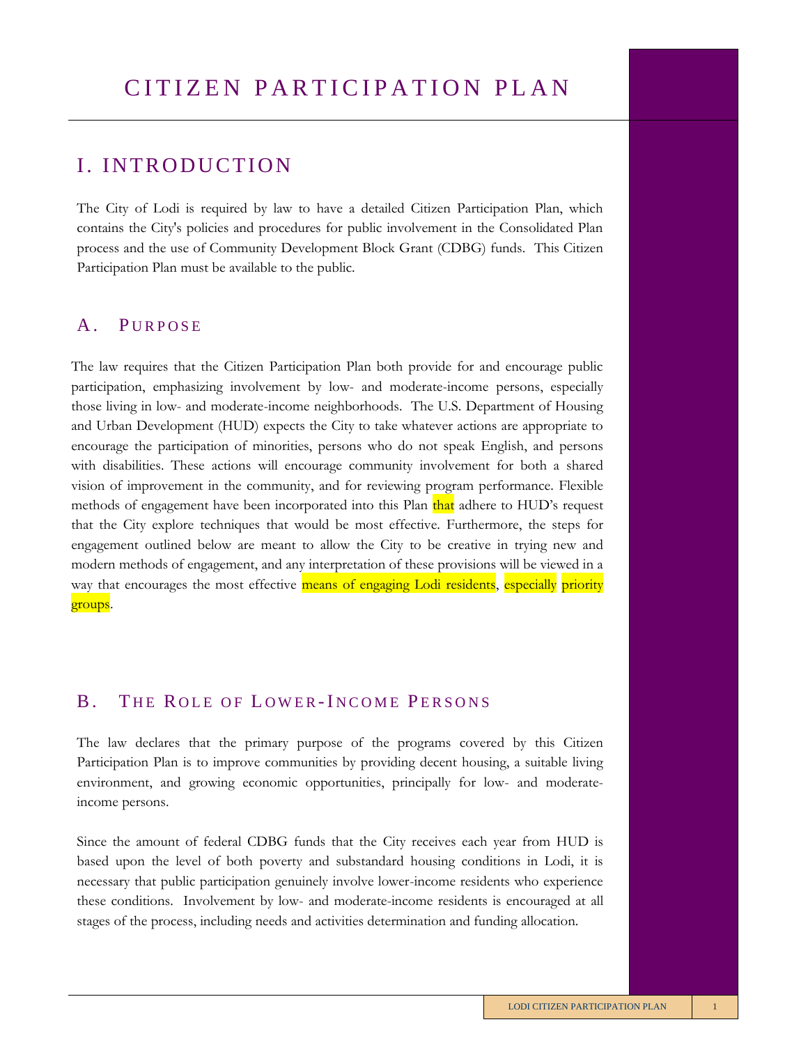# CITIZEN PARTICIPATION PLAN

## I. INTRODUCTION

The City of Lodi is required by law to have a detailed Citizen Participation Plan, which contains the City's policies and procedures for public involvement in the Consolidated Plan process and the use of Community Development Block Grant (CDBG) funds. This Citizen Participation Plan must be available to the public.

### A. PURPOSE

The law requires that the Citizen Participation Plan both provide for and encourage public participation, emphasizing involvement by low- and moderate-income persons, especially those living in low- and moderate-income neighborhoods. The U.S. Department of Housing and Urban Development (HUD) expects the City to take whatever actions are appropriate to encourage the participation of minorities, persons who do not speak English, and persons with disabilities. These actions will encourage community involvement for both a shared vision of improvement in the community, and for reviewing program performance. Flexible methods of engagement have been incorporated into this Plan that adhere to HUD's request that the City explore techniques that would be most effective. Furthermore, the steps for engagement outlined below are meant to allow the City to be creative in trying new and modern methods of engagement, and any interpretation of these provisions will be viewed in a way that encourages the most effective means of engaging Lodi residents, especially priority groups.

### B. THE ROLE OF LOWER-INCOME PERSONS

The law declares that the primary purpose of the programs covered by this Citizen Participation Plan is to improve communities by providing decent housing, a suitable living environment, and growing economic opportunities, principally for low- and moderate-income persons.

Since the amount of federal CDBG funds that the City receives each year from HUD is based upon the level of both poverty and substandard housing conditions in Lodi, it is necessary that public participation genuinely involve lower-income residents who experience these conditions. Involvement by low- and moderate-income residents is encouraged at all stages of the process, including needs and activities determination and funding allocation.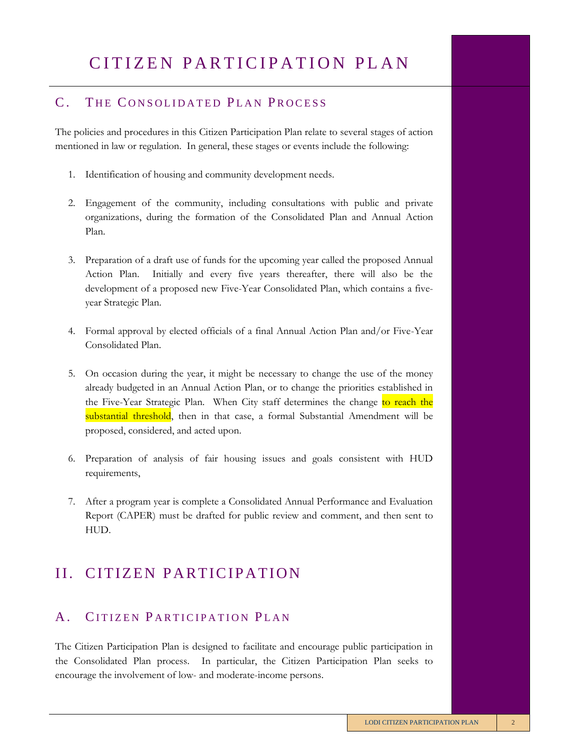## C. The Consolidated Plan Process

The policies and procedures in this Citizen Participation Plan relate to several stages of action mentioned in law or regulation. In general, these stages or events include the following:

1. Identification of housing and community development needs.

2. Engagement of the community, including consultations with public and private organizations, during the formation of the Consolidated Plan and Annual Action Plan.

3. Preparation of a draft use of funds for the upcoming year called the proposed Annual Action Plan. Initially and every five years thereafter, there will also be the development of a proposed new Five-Year Consolidated Plan, which contains a five-year Strategic Plan.

4. Formal approval by elected officials of a final Annual Action Plan and/or Five-Year Consolidated Plan.

5. On occasion during the year, it might be necessary to change the use of the money already budgeted in an Annual Action Plan, or to change the priorities established in the Five-Year Strategic Plan. When City staff determines the change to reach the substantial threshold, then in that case, a formal Substantial Amendment will be proposed, considered, and acted upon.

6. Preparation of analysis of fair housing issues and goals consistent with HUD requirements,

7. After a program year is complete a Consolidated Annual Performance and Evaluation Report (CAPER) must be drafted for public review and comment, and then sent to HUD.

# II. Citizen Participation

## A. Citizen Participation Plan

The Citizen Participation Plan is designed to facilitate and encourage public participation in the Consolidated Plan process. In particular, the Citizen Participation Plan seeks to encourage the involvement of low- and moderate-income persons.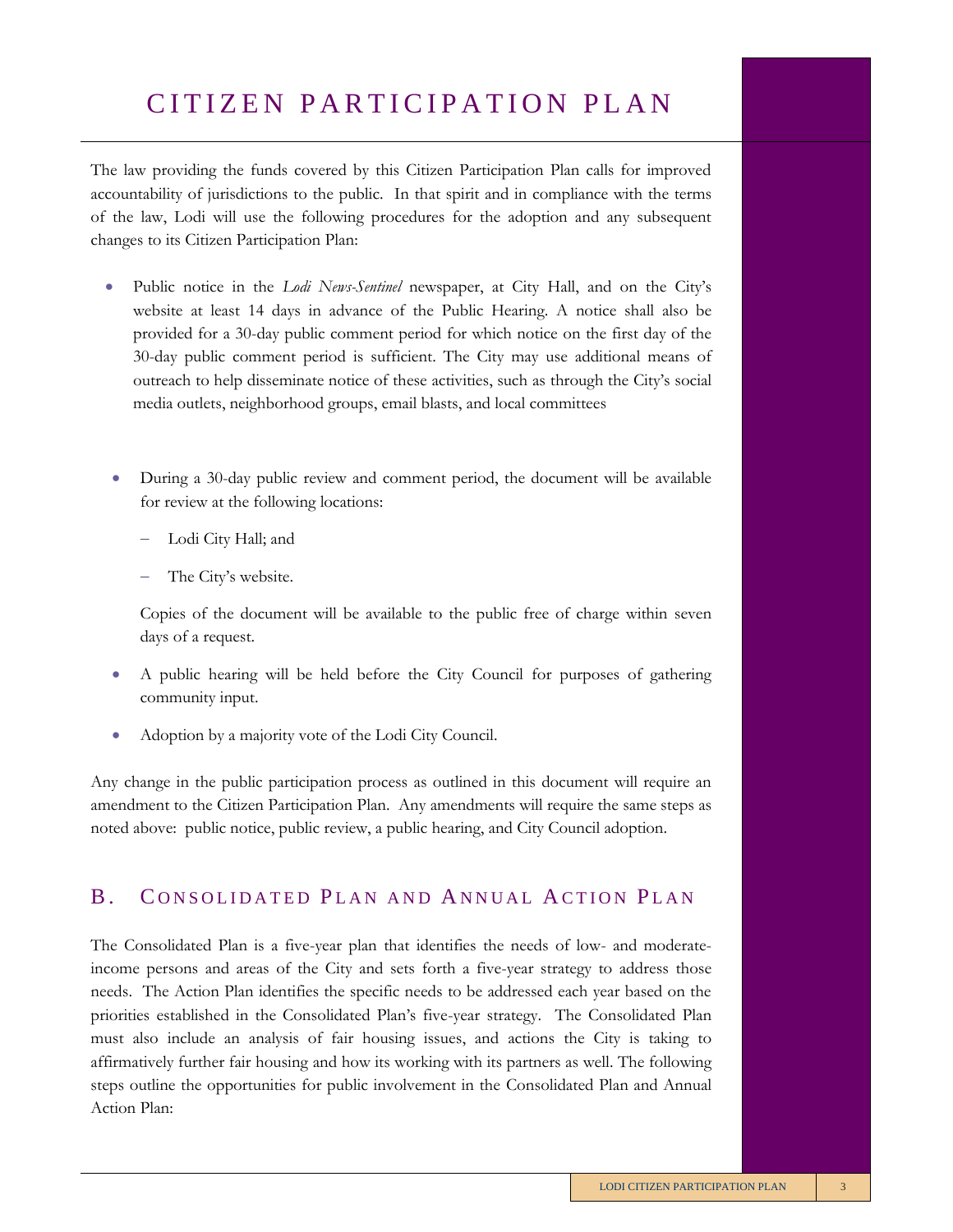# CITIZEN PARTICIPATION PLAN

The law providing the funds covered by this Citizen Participation Plan calls for improved accountability of jurisdictions to the public. In that spirit and in compliance with the terms of the law, Lodi will use the following procedures for the adoption and any subsequent changes to its Citizen Participation Plan:

- Public notice in the *Lodi News-Sentinel* newspaper, at City Hall, and on the City's website at least 14 days in advance of the Public Hearing. A notice shall also be provided for a 30-day public comment period for which notice on the first day of the 30-day public comment period is sufficient. The City may use additional means of outreach to help disseminate notice of these activities, such as through the City's social media outlets, neighborhood groups, email blasts, and local committees

- During a 30-day public review and comment period, the document will be available for review at the following locations:
  - Lodi City Hall; and
  - The City's website.

  Copies of the document will be available to the public free of charge within seven days of a request.

- A public hearing will be held before the City Council for purposes of gathering community input.

- Adoption by a majority vote of the Lodi City Council.

Any change in the public participation process as outlined in this document will require an amendment to the Citizen Participation Plan. Any amendments will require the same steps as noted above: public notice, public review, a public hearing, and City Council adoption.

## B. Consolidated Plan and Annual Action Plan

The Consolidated Plan is a five-year plan that identifies the needs of low- and moderate-income persons and areas of the City and sets forth a five-year strategy to address those needs. The Action Plan identifies the specific needs to be addressed each year based on the priorities established in the Consolidated Plan's five-year strategy. The Consolidated Plan must also include an analysis of fair housing issues, and actions the City is taking to affirmatively further fair housing and how its working with its partners as well. The following steps outline the opportunities for public involvement in the Consolidated Plan and Annual Action Plan: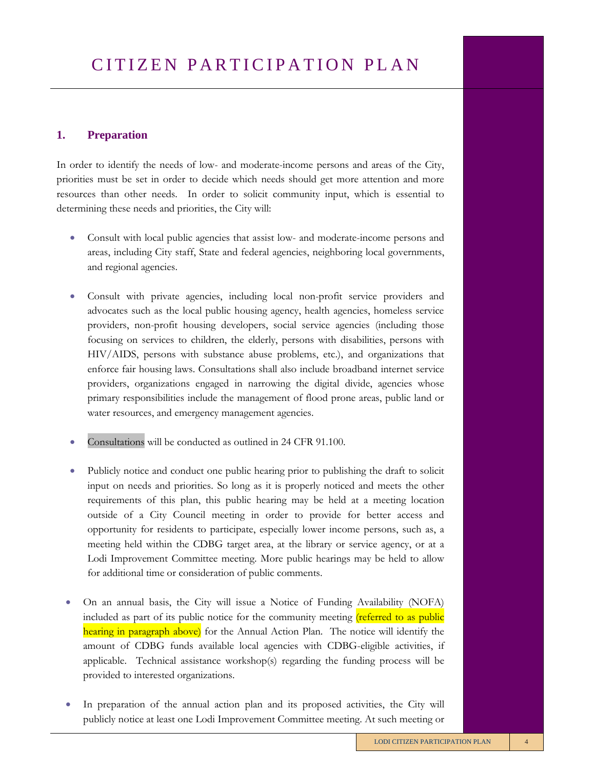# CITIZEN PARTICIPATION PLAN

## 1. Preparation

In order to identify the needs of low- and moderate-income persons and areas of the City, priorities must be set in order to decide which needs should get more attention and more resources than other needs. In order to solicit community input, which is essential to determining these needs and priorities, the City will:

- Consult with local public agencies that assist low- and moderate-income persons and areas, including City staff, State and federal agencies, neighboring local governments, and regional agencies.

- Consult with private agencies, including local non-profit service providers and advocates such as the local public housing agency, health agencies, homeless service providers, non-profit housing developers, social service agencies (including those focusing on services to children, the elderly, persons with disabilities, persons with HIV/AIDS, persons with substance abuse problems, etc.), and organizations that enforce fair housing laws. Consultations shall also include broadband internet service providers, organizations engaged in narrowing the digital divide, agencies whose primary responsibilities include the management of flood prone areas, public land or water resources, and emergency management agencies.

- Consultations will be conducted as outlined in 24 CFR 91.100.

- Publicly notice and conduct one public hearing prior to publishing the draft to solicit input on needs and priorities. So long as it is properly noticed and meets the other requirements of this plan, this public hearing may be held at a meeting location outside of a City Council meeting in order to provide for better access and opportunity for residents to participate, especially lower income persons, such as, a meeting held within the CDBG target area, at the library or service agency, or at a Lodi Improvement Committee meeting. More public hearings may be held to allow for additional time or consideration of public comments.

- On an annual basis, the City will issue a Notice of Funding Availability (NOFA) included as part of its public notice for the community meeting (referred to as public hearing in paragraph above) for the Annual Action Plan. The notice will identify the amount of CDBG funds available local agencies with CDBG-eligible activities, if applicable. Technical assistance workshop(s) regarding the funding process will be provided to interested organizations.

- In preparation of the annual action plan and its proposed activities, the City will publicly notice at least one Lodi Improvement Committee meeting. At such meeting or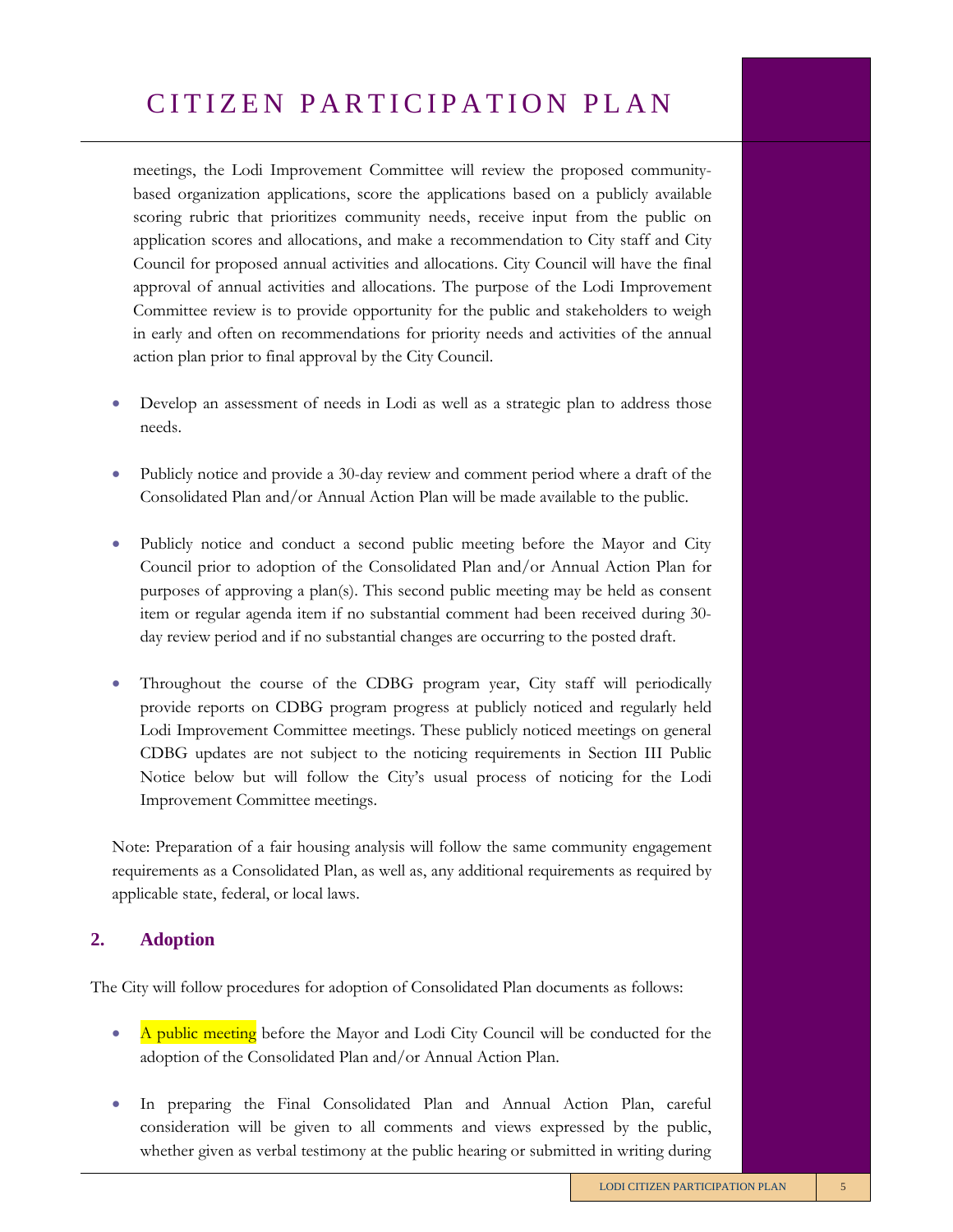meetings, the Lodi Improvement Committee will review the proposed community-based organization applications, score the applications based on a publicly available scoring rubric that prioritizes community needs, receive input from the public on application scores and allocations, and make a recommendation to City staff and City Council for proposed annual activities and allocations. City Council will have the final approval of annual activities and allocations. The purpose of the Lodi Improvement Committee review is to provide opportunity for the public and stakeholders to weigh in early and often on recommendations for priority needs and activities of the annual action plan prior to final approval by the City Council.

- Develop an assessment of needs in Lodi as well as a strategic plan to address those needs.

- Publicly notice and provide a 30-day review and comment period where a draft of the Consolidated Plan and/or Annual Action Plan will be made available to the public.

- Publicly notice and conduct a second public meeting before the Mayor and City Council prior to adoption of the Consolidated Plan and/or Annual Action Plan for purposes of approving a plan(s). This second public meeting may be held as consent item or regular agenda item if no substantial comment had been received during 30-day review period and if no substantial changes are occurring to the posted draft.

- Throughout the course of the CDBG program year, City staff will periodically provide reports on CDBG program progress at publicly noticed and regularly held Lodi Improvement Committee meetings. These publicly noticed meetings on general CDBG updates are not subject to the noticing requirements in Section III Public Notice below but will follow the City's usual process of noticing for the Lodi Improvement Committee meetings.

Note: Preparation of a fair housing analysis will follow the same community engagement requirements as a Consolidated Plan, as well as, any additional requirements as required by applicable state, federal, or local laws.

## 2. Adoption

The City will follow procedures for adoption of Consolidated Plan documents as follows:

- A public meeting before the Mayor and Lodi City Council will be conducted for the adoption of the Consolidated Plan and/or Annual Action Plan.

- In preparing the Final Consolidated Plan and Annual Action Plan, careful consideration will be given to all comments and views expressed by the public, whether given as verbal testimony at the public hearing or submitted in writing during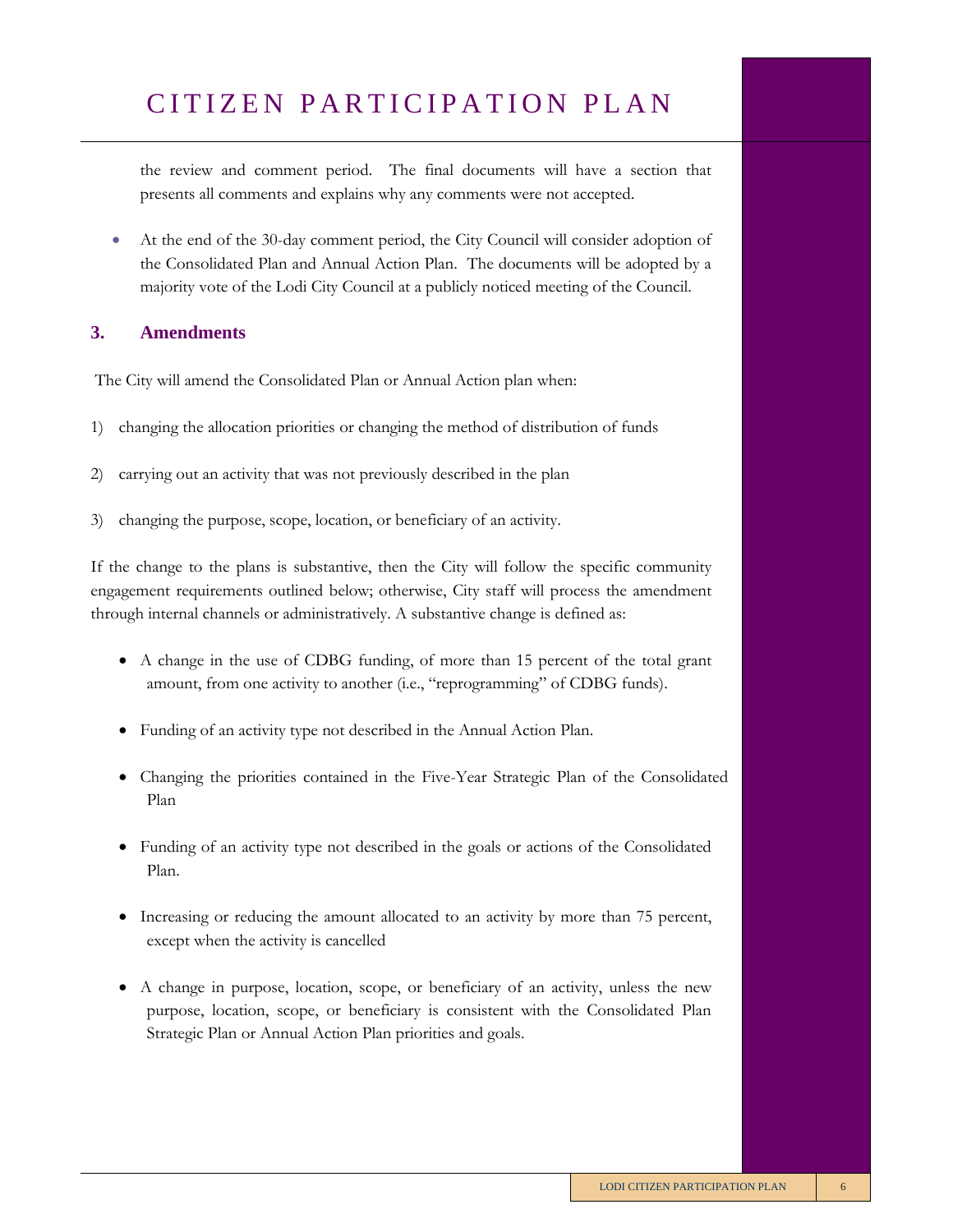the review and comment period. The final documents will have a section that presents all comments and explains why any comments were not accepted.

- At the end of the 30-day comment period, the City Council will consider adoption of the Consolidated Plan and Annual Action Plan. The documents will be adopted by a majority vote of the Lodi City Council at a publicly noticed meeting of the Council.

### 3. Amendments

The City will amend the Consolidated Plan or Annual Action plan when:

1) changing the allocation priorities or changing the method of distribution of funds
2) carrying out an activity that was not previously described in the plan
3) changing the purpose, scope, location, or beneficiary of an activity.

If the change to the plans is substantive, then the City will follow the specific community engagement requirements outlined below; otherwise, City staff will process the amendment through internal channels or administratively. A substantive change is defined as:

- A change in the use of CDBG funding, of more than 15 percent of the total grant amount, from one activity to another (i.e., "reprogramming" of CDBG funds).
- Funding of an activity type not described in the Annual Action Plan.
- Changing the priorities contained in the Five-Year Strategic Plan of the Consolidated Plan
- Funding of an activity type not described in the goals or actions of the Consolidated Plan.
- Increasing or reducing the amount allocated to an activity by more than 75 percent, except when the activity is cancelled
- A change in purpose, location, scope, or beneficiary of an activity, unless the new purpose, location, scope, or beneficiary is consistent with the Consolidated Plan Strategic Plan or Annual Action Plan priorities and goals.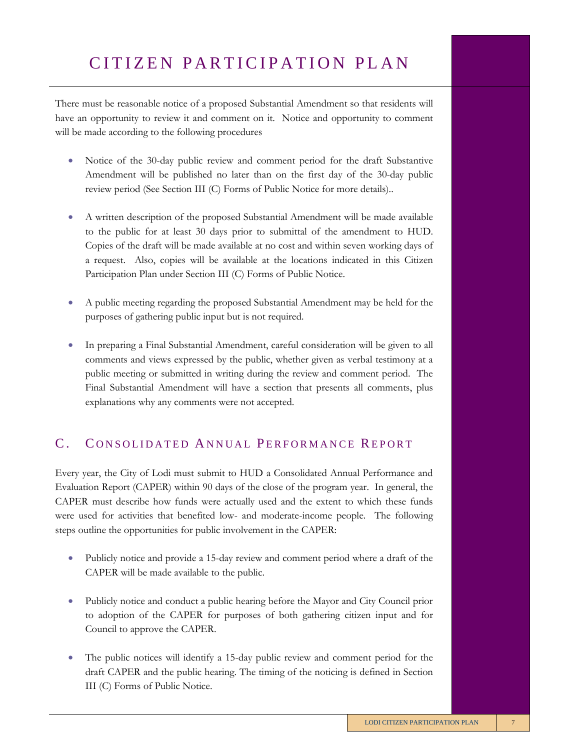There must be reasonable notice of a proposed Substantial Amendment so that residents will have an opportunity to review it and comment on it. Notice and opportunity to comment will be made according to the following procedures

- Notice of the 30-day public review and comment period for the draft Substantive Amendment will be published no later than on the first day of the 30-day public review period (See Section III (C) Forms of Public Notice for more details)..

- A written description of the proposed Substantial Amendment will be made available to the public for at least 30 days prior to submittal of the amendment to HUD. Copies of the draft will be made available at no cost and within seven working days of a request. Also, copies will be available at the locations indicated in this Citizen Participation Plan under Section III (C) Forms of Public Notice.

- A public meeting regarding the proposed Substantial Amendment may be held for the purposes of gathering public input but is not required.

- In preparing a Final Substantial Amendment, careful consideration will be given to all comments and views expressed by the public, whether given as verbal testimony at a public meeting or submitted in writing during the review and comment period. The Final Substantial Amendment will have a section that presents all comments, plus explanations why any comments were not accepted.

## C. Consolidated Annual Performance Report

Every year, the City of Lodi must submit to HUD a Consolidated Annual Performance and Evaluation Report (CAPER) within 90 days of the close of the program year. In general, the CAPER must describe how funds were actually used and the extent to which these funds were used for activities that benefited low- and moderate-income people. The following steps outline the opportunities for public involvement in the CAPER:

- Publicly notice and provide a 15-day review and comment period where a draft of the CAPER will be made available to the public.

- Publicly notice and conduct a public hearing before the Mayor and City Council prior to adoption of the CAPER for purposes of both gathering citizen input and for Council to approve the CAPER.

- The public notices will identify a 15-day public review and comment period for the draft CAPER and the public hearing. The timing of the noticing is defined in Section III (C) Forms of Public Notice.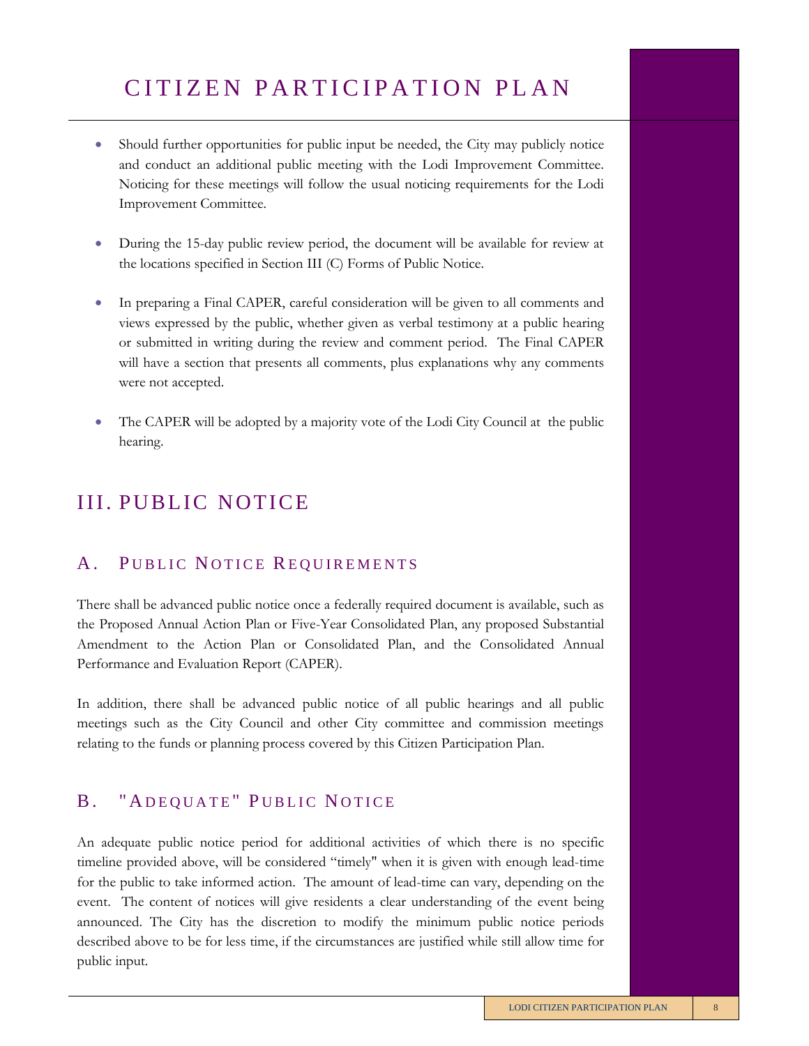- Should further opportunities for public input be needed, the City may publicly notice and conduct an additional public meeting with the Lodi Improvement Committee. Noticing for these meetings will follow the usual noticing requirements for the Lodi Improvement Committee.

- During the 15-day public review period, the document will be available for review at the locations specified in Section III (C) Forms of Public Notice.

- In preparing a Final CAPER, careful consideration will be given to all comments and views expressed by the public, whether given as verbal testimony at a public hearing or submitted in writing during the review and comment period. The Final CAPER will have a section that presents all comments, plus explanations why any comments were not accepted.

- The CAPER will be adopted by a majority vote of the Lodi City Council at the public hearing.

# III. PUBLIC NOTICE

## A. Public Notice Requirements

There shall be advanced public notice once a federally required document is available, such as the Proposed Annual Action Plan or Five-Year Consolidated Plan, any proposed Substantial Amendment to the Action Plan or Consolidated Plan, and the Consolidated Annual Performance and Evaluation Report (CAPER).

In addition, there shall be advanced public notice of all public hearings and all public meetings such as the City Council and other City committee and commission meetings relating to the funds or planning process covered by this Citizen Participation Plan.

## B. "Adequate" Public Notice

An adequate public notice period for additional activities of which there is no specific timeline provided above, will be considered "timely" when it is given with enough lead-time for the public to take informed action. The amount of lead-time can vary, depending on the event. The content of notices will give residents a clear understanding of the event being announced. The City has the discretion to modify the minimum public notice periods described above to be for less time, if the circumstances are justified while still allow time for public input.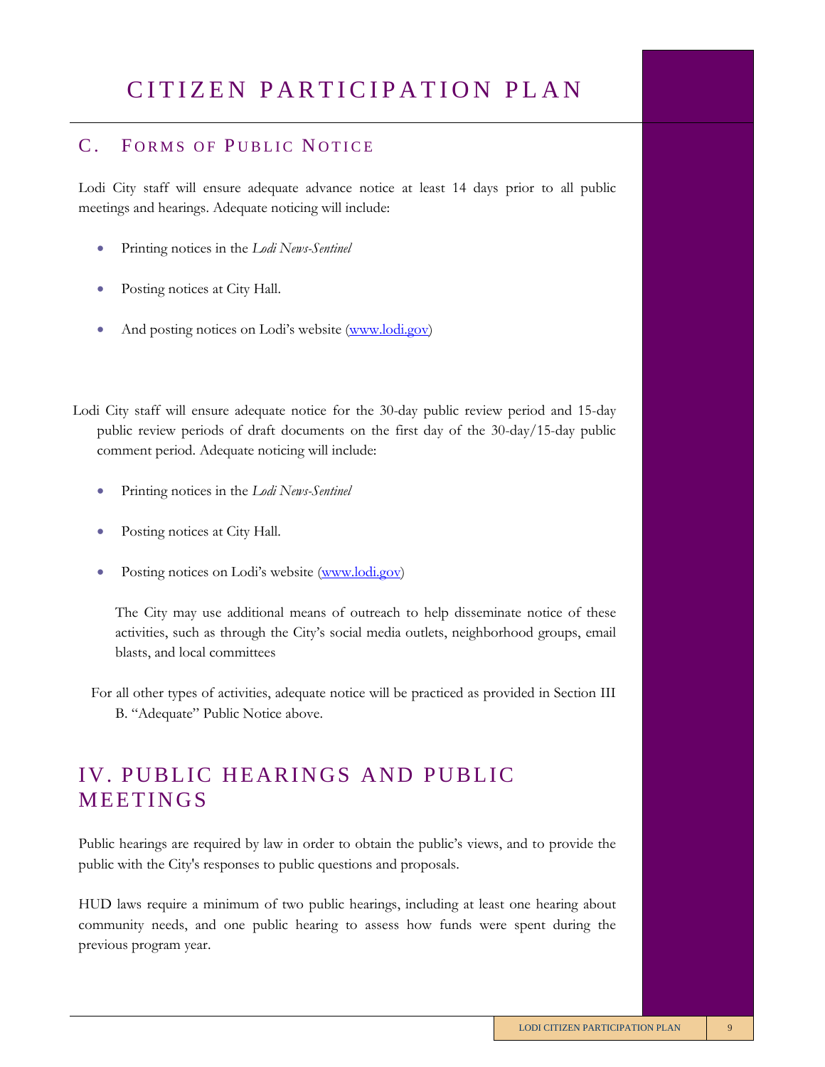## C. Forms of Public Notice

Lodi City staff will ensure adequate advance notice at least 14 days prior to all public meetings and hearings. Adequate noticing will include:

- Printing notices in the *Lodi News-Sentinel*
- Posting notices at City Hall.
- And posting notices on Lodi's website (www.lodi.gov)

Lodi City staff will ensure adequate notice for the 30-day public review period and 15-day public review periods of draft documents on the first day of the 30-day/15-day public comment period. Adequate noticing will include:

- Printing notices in the *Lodi News-Sentinel*
- Posting notices at City Hall.
- Posting notices on Lodi's website (www.lodi.gov)

The City may use additional means of outreach to help disseminate notice of these activities, such as through the City's social media outlets, neighborhood groups, email blasts, and local committees

For all other types of activities, adequate notice will be practiced as provided in Section III B. "Adequate" Public Notice above.

# IV. PUBLIC HEARINGS AND PUBLIC MEETINGS

Public hearings are required by law in order to obtain the public's views, and to provide the public with the City's responses to public questions and proposals.

HUD laws require a minimum of two public hearings, including at least one hearing about community needs, and one public hearing to assess how funds were spent during the previous program year.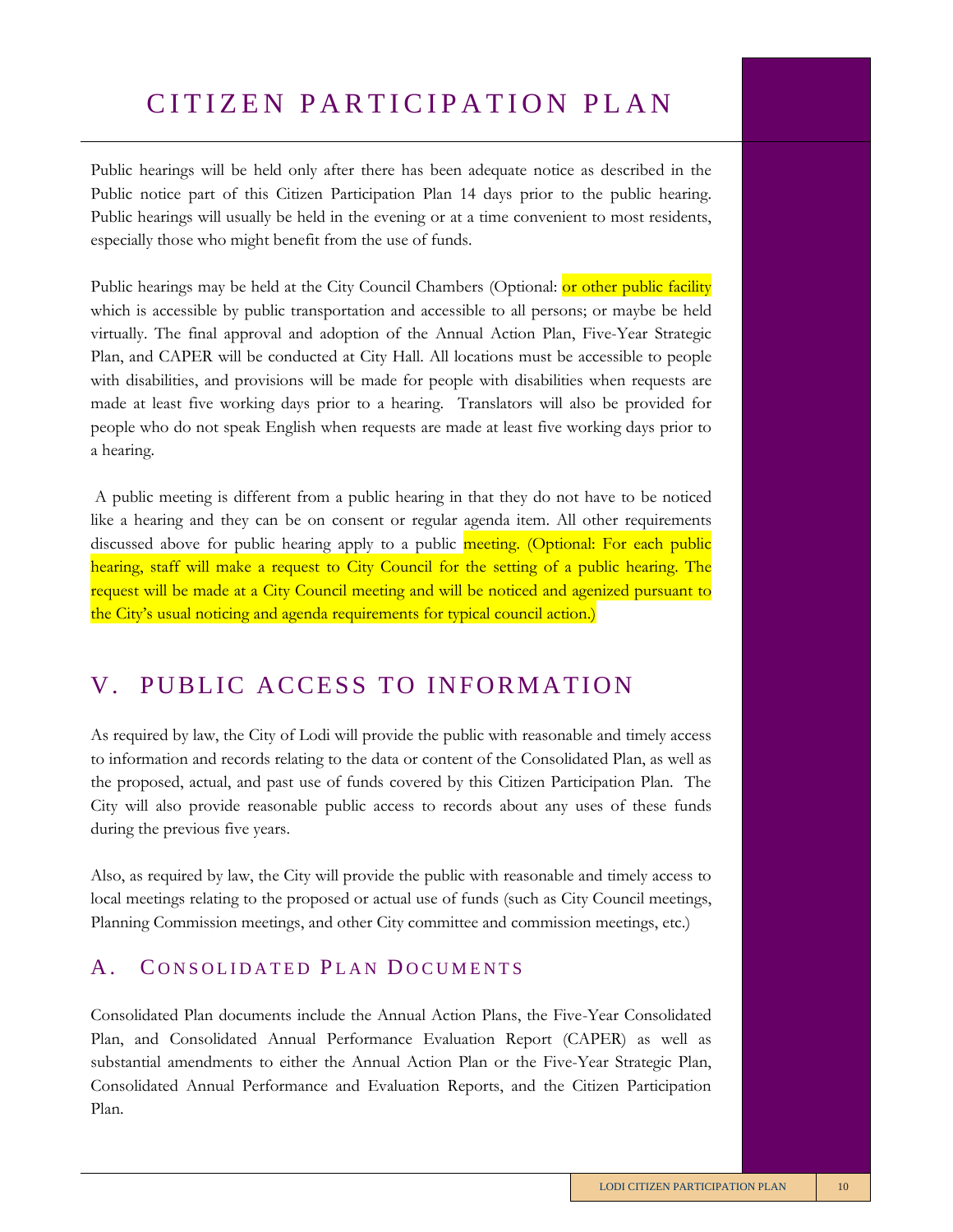Public hearings will be held only after there has been adequate notice as described in the Public notice part of this Citizen Participation Plan 14 days prior to the public hearing. Public hearings will usually be held in the evening or at a time convenient to most residents, especially those who might benefit from the use of funds.

Public hearings may be held at the City Council Chambers (Optional: or other public facility which is accessible by public transportation and accessible to all persons; or maybe be held virtually. The final approval and adoption of the Annual Action Plan, Five-Year Strategic Plan, and CAPER will be conducted at City Hall. All locations must be accessible to people with disabilities, and provisions will be made for people with disabilities when requests are made at least five working days prior to a hearing. Translators will also be provided for people who do not speak English when requests are made at least five working days prior to a hearing.

A public meeting is different from a public hearing in that they do not have to be noticed like a hearing and they can be on consent or regular agenda item. All other requirements discussed above for public hearing apply to a public meeting. (Optional: For each public hearing, staff will make a request to City Council for the setting of a public hearing. The request will be made at a City Council meeting and will be noticed and agenized pursuant to the City's usual noticing and agenda requirements for typical council action.)

## V. PUBLIC ACCESS TO INFORMATION

As required by law, the City of Lodi will provide the public with reasonable and timely access to information and records relating to the data or content of the Consolidated Plan, as well as the proposed, actual, and past use of funds covered by this Citizen Participation Plan. The City will also provide reasonable public access to records about any uses of these funds during the previous five years.

Also, as required by law, the City will provide the public with reasonable and timely access to local meetings relating to the proposed or actual use of funds (such as City Council meetings, Planning Commission meetings, and other City committee and commission meetings, etc.)

### A. CONSOLIDATED PLAN DOCUMENTS

Consolidated Plan documents include the Annual Action Plans, the Five-Year Consolidated Plan, and Consolidated Annual Performance Evaluation Report (CAPER) as well as substantial amendments to either the Annual Action Plan or the Five-Year Strategic Plan, Consolidated Annual Performance and Evaluation Reports, and the Citizen Participation Plan.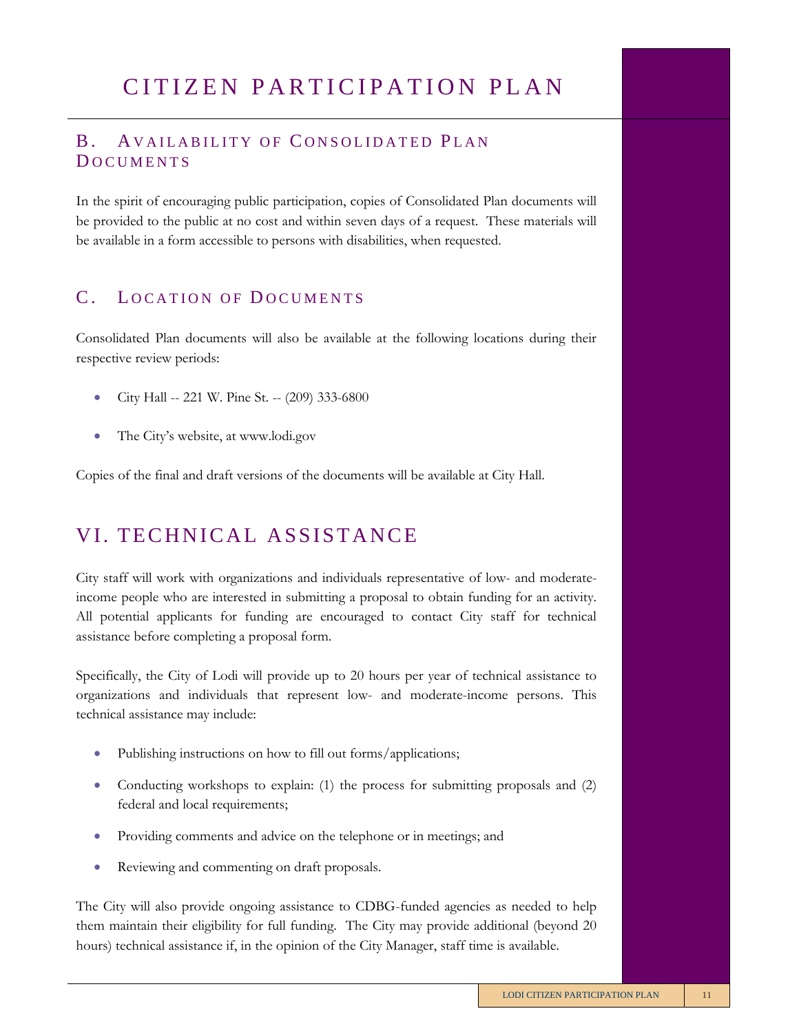## B. Availability of Consolidated Plan Documents

In the spirit of encouraging public participation, copies of Consolidated Plan documents will be provided to the public at no cost and within seven days of a request. These materials will be available in a form accessible to persons with disabilities, when requested.

## C. Location of Documents

Consolidated Plan documents will also be available at the following locations during their respective review periods:

- City Hall -- 221 W. Pine St. -- (209) 333-6800
- The City's website, at www.lodi.gov

Copies of the final and draft versions of the documents will be available at City Hall.

# VI. Technical Assistance

City staff will work with organizations and individuals representative of low- and moderate-income people who are interested in submitting a proposal to obtain funding for an activity. All potential applicants for funding are encouraged to contact City staff for technical assistance before completing a proposal form.

Specifically, the City of Lodi will provide up to 20 hours per year of technical assistance to organizations and individuals that represent low- and moderate-income persons. This technical assistance may include:

- Publishing instructions on how to fill out forms/applications;
- Conducting workshops to explain: (1) the process for submitting proposals and (2) federal and local requirements;
- Providing comments and advice on the telephone or in meetings; and
- Reviewing and commenting on draft proposals.

The City will also provide ongoing assistance to CDBG-funded agencies as needed to help them maintain their eligibility for full funding. The City may provide additional (beyond 20 hours) technical assistance if, in the opinion of the City Manager, staff time is available.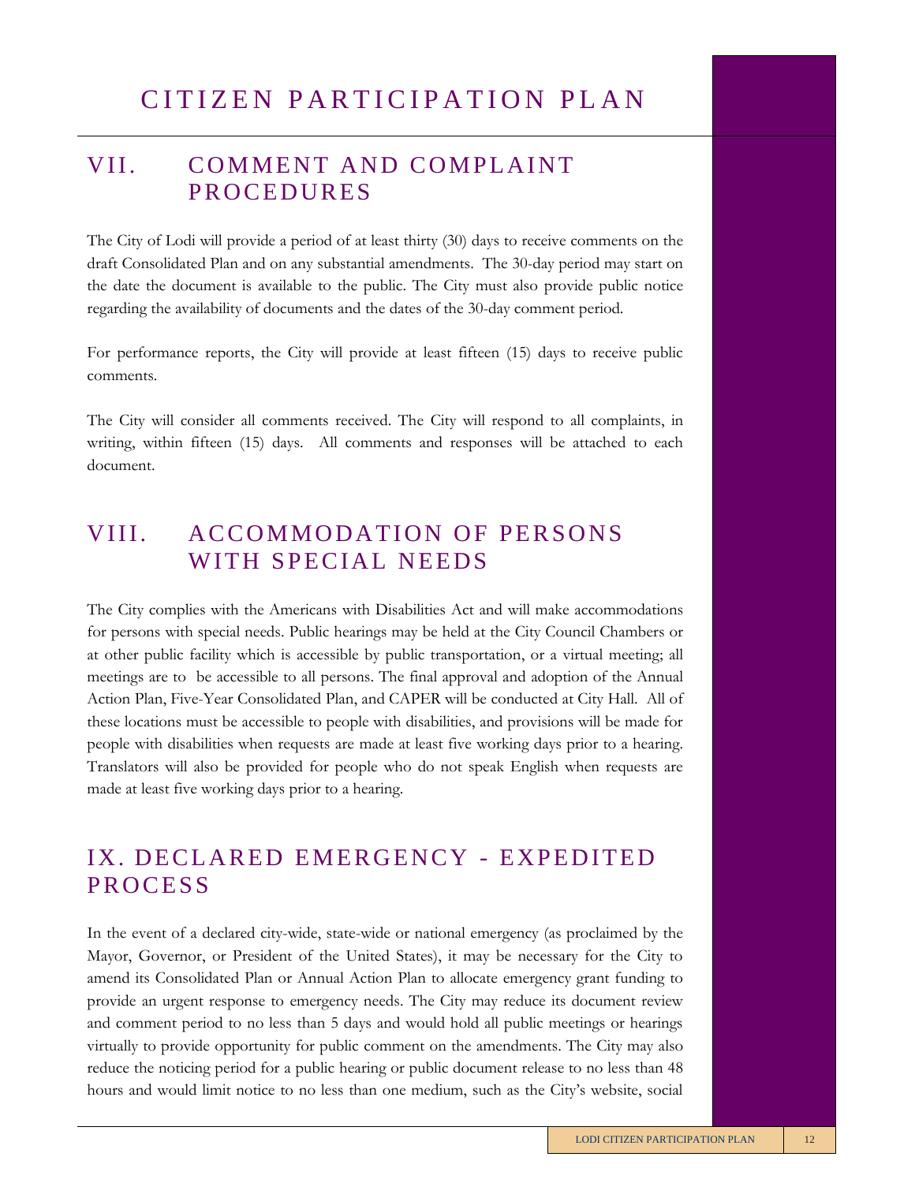## VII. COMMENT AND COMPLAINT PROCEDURES

The City of Lodi will provide a period of at least thirty (30) days to receive comments on the draft Consolidated Plan and on any substantial amendments. The 30-day period may start on the date the document is available to the public. The City must also provide public notice regarding the availability of documents and the dates of the 30-day comment period.

For performance reports, the City will provide at least fifteen (15) days to receive public comments.

The City will consider all comments received. The City will respond to all complaints, in writing, within fifteen (15) days. All comments and responses will be attached to each document.

## VIII. ACCOMMODATION OF PERSONS WITH SPECIAL NEEDS

The City complies with the Americans with Disabilities Act and will make accommodations for persons with special needs. Public hearings may be held at the City Council Chambers or at other public facility which is accessible by public transportation, or a virtual meeting; all meetings are to be accessible to all persons. The final approval and adoption of the Annual Action Plan, Five-Year Consolidated Plan, and CAPER will be conducted at City Hall. All of these locations must be accessible to people with disabilities, and provisions will be made for people with disabilities when requests are made at least five working days prior to a hearing. Translators will also be provided for people who do not speak English when requests are made at least five working days prior to a hearing.

## IX. DECLARED EMERGENCY - EXPEDITED PROCESS

In the event of a declared city-wide, state-wide or national emergency (as proclaimed by the Mayor, Governor, or President of the United States), it may be necessary for the City to amend its Consolidated Plan or Annual Action Plan to allocate emergency grant funding to provide an urgent response to emergency needs. The City may reduce its document review and comment period to no less than 5 days and would hold all public meetings or hearings virtually to provide opportunity for public comment on the amendments. The City may also reduce the noticing period for a public hearing or public document release to no less than 48 hours and would limit notice to no less than one medium, such as the City's website, social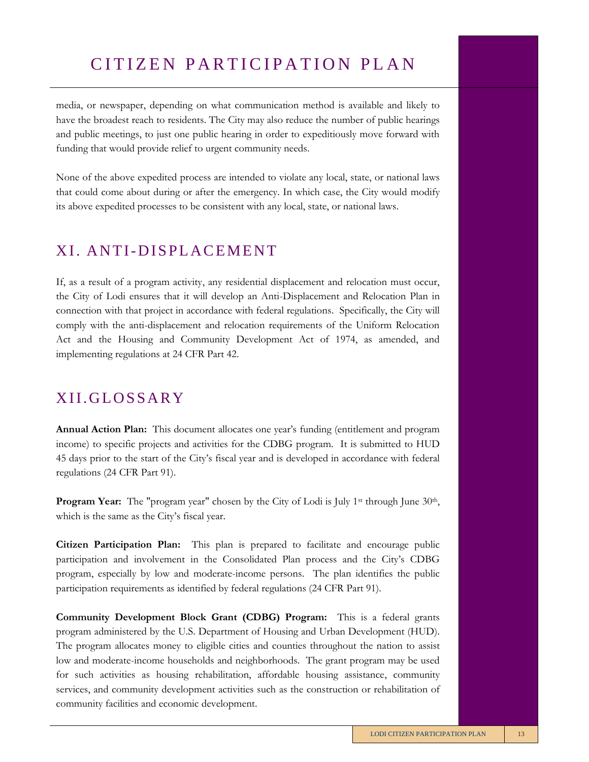media, or newspaper, depending on what communication method is available and likely to have the broadest reach to residents. The City may also reduce the number of public hearings and public meetings, to just one public hearing in order to expeditiously move forward with funding that would provide relief to urgent community needs.

None of the above expedited process are intended to violate any local, state, or national laws that could come about during or after the emergency. In which case, the City would modify its above expedited processes to be consistent with any local, state, or national laws.

## XI. ANTI-DISPLACEMENT

If, as a result of a program activity, any residential displacement and relocation must occur, the City of Lodi ensures that it will develop an Anti-Displacement and Relocation Plan in connection with that project in accordance with federal regulations. Specifically, the City will comply with the anti-displacement and relocation requirements of the Uniform Relocation Act and the Housing and Community Development Act of 1974, as amended, and implementing regulations at 24 CFR Part 42.

## XII.GLOSSARY

**Annual Action Plan:** This document allocates one year's funding (entitlement and program income) to specific projects and activities for the CDBG program. It is submitted to HUD 45 days prior to the start of the City's fiscal year and is developed in accordance with federal regulations (24 CFR Part 91).

**Program Year:** The "program year" chosen by the City of Lodi is July 1st through June 30th, which is the same as the City's fiscal year.

**Citizen Participation Plan:** This plan is prepared to facilitate and encourage public participation and involvement in the Consolidated Plan process and the City's CDBG program, especially by low and moderate-income persons. The plan identifies the public participation requirements as identified by federal regulations (24 CFR Part 91).

**Community Development Block Grant (CDBG) Program:** This is a federal grants program administered by the U.S. Department of Housing and Urban Development (HUD). The program allocates money to eligible cities and counties throughout the nation to assist low and moderate-income households and neighborhoods. The grant program may be used for such activities as housing rehabilitation, affordable housing assistance, community services, and community development activities such as the construction or rehabilitation of community facilities and economic development.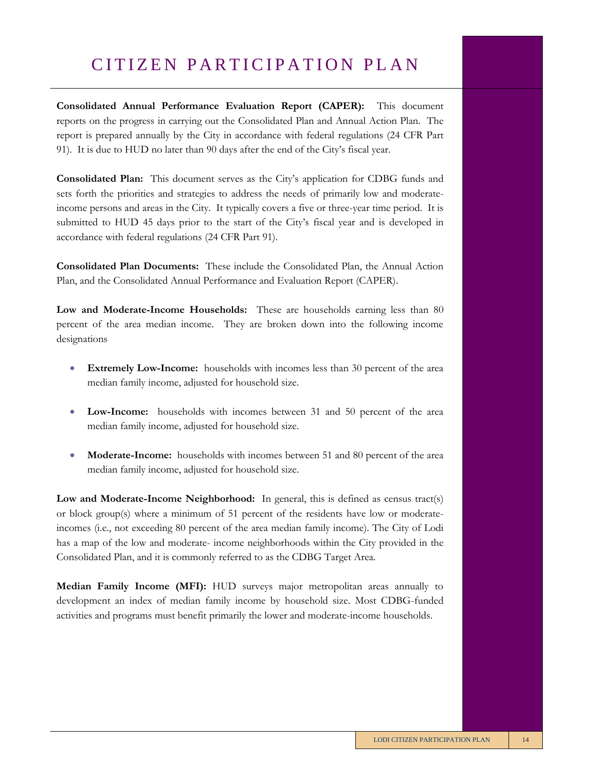**Consolidated Annual Performance Evaluation Report (CAPER):** This document reports on the progress in carrying out the Consolidated Plan and Annual Action Plan. The report is prepared annually by the City in accordance with federal regulations (24 CFR Part 91). It is due to HUD no later than 90 days after the end of the City's fiscal year.

**Consolidated Plan:** This document serves as the City's application for CDBG funds and sets forth the priorities and strategies to address the needs of primarily low and moderate-income persons and areas in the City. It typically covers a five or three-year time period. It is submitted to HUD 45 days prior to the start of the City's fiscal year and is developed in accordance with federal regulations (24 CFR Part 91).

**Consolidated Plan Documents:** These include the Consolidated Plan, the Annual Action Plan, and the Consolidated Annual Performance and Evaluation Report (CAPER).

**Low and Moderate-Income Households:** These are households earning less than 80 percent of the area median income. They are broken down into the following income designations

- **Extremely Low-Income:** households with incomes less than 30 percent of the area median family income, adjusted for household size.
- **Low-Income:** households with incomes between 31 and 50 percent of the area median family income, adjusted for household size.
- **Moderate-Income:** households with incomes between 51 and 80 percent of the area median family income, adjusted for household size.

**Low and Moderate-Income Neighborhood:** In general, this is defined as census tract(s) or block group(s) where a minimum of 51 percent of the residents have low or moderate-incomes (i.e., not exceeding 80 percent of the area median family income). The City of Lodi has a map of the low and moderate- income neighborhoods within the City provided in the Consolidated Plan, and it is commonly referred to as the CDBG Target Area.

**Median Family Income (MFI):** HUD surveys major metropolitan areas annually to development an index of median family income by household size. Most CDBG-funded activities and programs must benefit primarily the lower and moderate-income households.